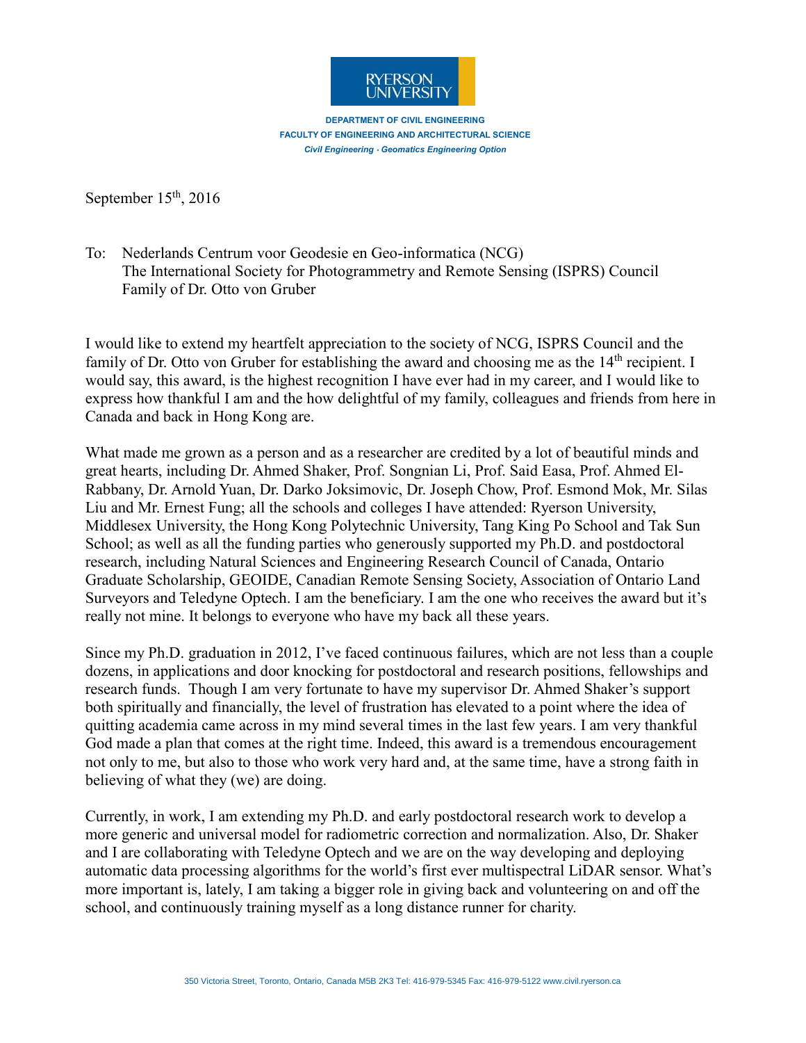RYERSON UNIVERSITY

**DEPARTMENT OF CIVIL ENGINEERING**
**FACULTY OF ENGINEERING AND ARCHITECTURAL SCIENCE**
***Civil Engineering · Geomatics Engineering Option***

September 15th, 2016

To: Nederlands Centrum voor Geodesie en Geo-informatica (NCG)
The International Society for Photogrammetry and Remote Sensing (ISPRS) Council
Family of Dr. Otto von Gruber

I would like to extend my heartfelt appreciation to the society of NCG, ISPRS Council and the family of Dr. Otto von Gruber for establishing the award and choosing me as the 14th recipient. I would say, this award, is the highest recognition I have ever had in my career, and I would like to express how thankful I am and the how delightful of my family, colleagues and friends from here in Canada and back in Hong Kong are.

What made me grown as a person and as a researcher are credited by a lot of beautiful minds and great hearts, including Dr. Ahmed Shaker, Prof. Songnian Li, Prof. Said Easa, Prof. Ahmed El-Rabbany, Dr. Arnold Yuan, Dr. Darko Joksimovic, Dr. Joseph Chow, Prof. Esmond Mok, Mr. Silas Liu and Mr. Ernest Fung; all the schools and colleges I have attended: Ryerson University, Middlesex University, the Hong Kong Polytechnic University, Tang King Po School and Tak Sun School; as well as all the funding parties who generously supported my Ph.D. and postdoctoral research, including Natural Sciences and Engineering Research Council of Canada, Ontario Graduate Scholarship, GEOIDE, Canadian Remote Sensing Society, Association of Ontario Land Surveyors and Teledyne Optech. I am the beneficiary. I am the one who receives the award but it's really not mine. It belongs to everyone who have my back all these years.

Since my Ph.D. graduation in 2012, I've faced continuous failures, which are not less than a couple dozens, in applications and door knocking for postdoctoral and research positions, fellowships and research funds. Though I am very fortunate to have my supervisor Dr. Ahmed Shaker's support both spiritually and financially, the level of frustration has elevated to a point where the idea of quitting academia came across in my mind several times in the last few years. I am very thankful God made a plan that comes at the right time. Indeed, this award is a tremendous encouragement not only to me, but also to those who work very hard and, at the same time, have a strong faith in believing of what they (we) are doing.

Currently, in work, I am extending my Ph.D. and early postdoctoral research work to develop a more generic and universal model for radiometric correction and normalization. Also, Dr. Shaker and I are collaborating with Teledyne Optech and we are on the way developing and deploying automatic data processing algorithms for the world's first ever multispectral LiDAR sensor. What's more important is, lately, I am taking a bigger role in giving back and volunteering on and off the school, and continuously training myself as a long distance runner for charity.

350 Victoria Street, Toronto, Ontario, Canada M5B 2K3 Tel: 416-979-5345 Fax: 416-979-5122 www.civil.ryerson.ca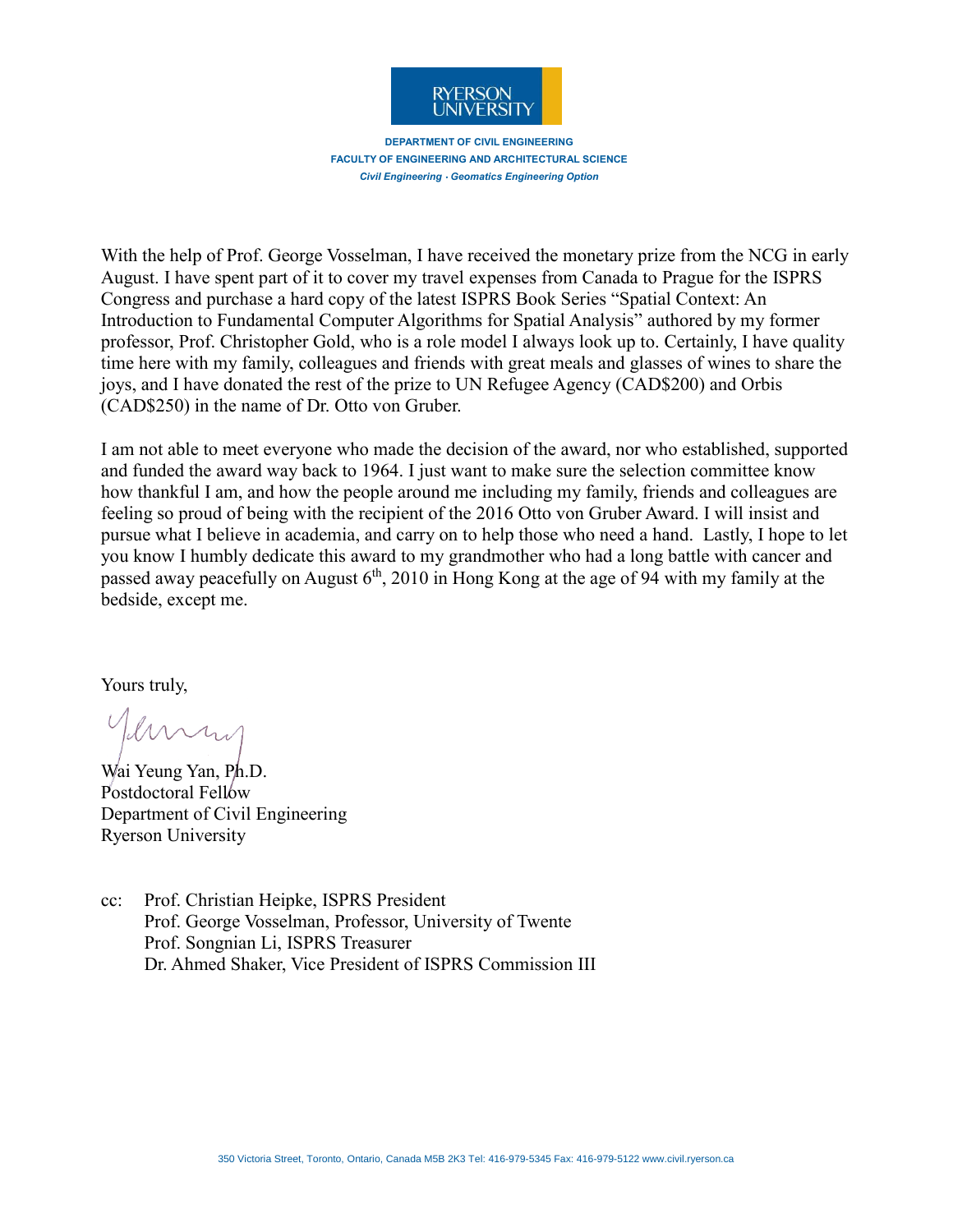RYERSON UNIVERSITY

**DEPARTMENT OF CIVIL ENGINEERING**
**FACULTY OF ENGINEERING AND ARCHITECTURAL SCIENCE**
***Civil Engineering · Geomatics Engineering Option***

With the help of Prof. George Vosselman, I have received the monetary prize from the NCG in early August. I have spent part of it to cover my travel expenses from Canada to Prague for the ISPRS Congress and purchase a hard copy of the latest ISPRS Book Series "Spatial Context: An Introduction to Fundamental Computer Algorithms for Spatial Analysis" authored by my former professor, Prof. Christopher Gold, who is a role model I always look up to. Certainly, I have quality time here with my family, colleagues and friends with great meals and glasses of wines to share the joys, and I have donated the rest of the prize to UN Refugee Agency (CAD$200) and Orbis (CAD$250) in the name of Dr. Otto von Gruber.

I am not able to meet everyone who made the decision of the award, nor who established, supported and funded the award way back to 1964. I just want to make sure the selection committee know how thankful I am, and how the people around me including my family, friends and colleagues are feeling so proud of being with the recipient of the 2016 Otto von Gruber Award. I will insist and pursue what I believe in academia, and carry on to help those who need a hand. Lastly, I hope to let you know I humbly dedicate this award to my grandmother who had a long battle with cancer and passed away peacefully on August 6th, 2010 in Hong Kong at the age of 94 with my family at the bedside, except me.

Yours truly,

Wai Yeung Yan, Ph.D.
Postdoctoral Fellow
Department of Civil Engineering
Ryerson University

cc: Prof. Christian Heipke, ISPRS President
Prof. George Vosselman, Professor, University of Twente
Prof. Songnian Li, ISPRS Treasurer
Dr. Ahmed Shaker, Vice President of ISPRS Commission III

350 Victoria Street, Toronto, Ontario, Canada M5B 2K3 Tel: 416-979-5345 Fax: 416-979-5122 www.civil.ryerson.ca